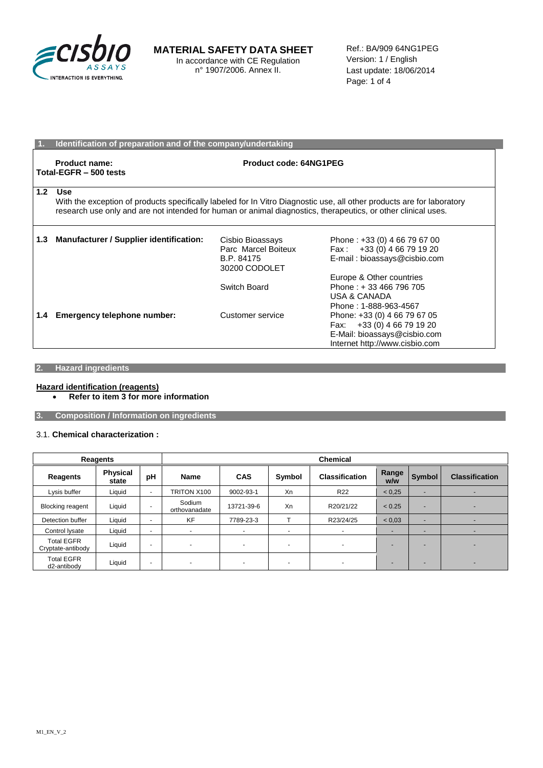# MATERIAL SAFETY DATA SHEET

In accordance with CE Regulation n° 1907/2006. Annex II.

Ref.: BA/909 64NG1PEG
Version: 1 / English
Last update: 18/06/2014

## 1. Identification of preparation and of the company/undertaking

**Product name:** **Total-EGFR – 500 tests**

**Product code: 64NG1PEG**

**1.2 Use**

With the exception of products specifically labeled for In Vitro Diagnostic use, all other products are for laboratory research use only and are not intended for human or animal diagnostics, therapeutics, or other clinical uses.

**1.3 Manufacturer / Supplier identification:**

Cisbio Bioassays
Parc Marcel Boiteux
B.P. 84175
30200 CODOLET

Phone : +33 (0) 4 66 79 67 00
Fax : +33 (0) 4 66 79 19 20
E-mail : bioassays@cisbio.com

Switch Board

Europe & Other countries
Phone : + 33 466 796 705
USA & CANADA
Phone : 1-888-963-4567

**1.4 Emergency telephone number:**

Customer service

Phone: +33 (0) 4 66 79 67 05
Fax: +33 (0) 4 66 79 19 20
E-Mail: bioassays@cisbio.com
Internet http://www.cisbio.com

## 2. Hazard ingredients

**Hazard identification (reagents)**

- **Refer to item 3 for more information**

## 3. Composition / Information on ingredients

3.1. **Chemical characterization :**

| Reagents | | | Chemical | | | | | | |
|---|---|---|---|---|---|---|---|---|---|
| **Reagents** | **Physical state** | **pH** | **Name** | **CAS** | **Symbol** | **Classification** | **Range w/w** | **Symbol** | **Classification** |
| Lysis buffer | Liquid | - | TRITON X100 | 9002-93-1 | Xn | R22 | < 0,25 | - | - |
| Blocking reagent | Liquid | - | Sodium orthovanadate | 13721-39-6 | Xn | R20/21/22 | < 0.25 | - | - |
| Detection buffer | Liquid | - | KF | 7789-23-3 | T | R23/24/25 | < 0,03 | - | - |
| Control lysate | Liquid | - | - | - | - | - | - | - | - |
| Total EGFR Cryptate-antibody | Liquid | - | - | - | - | - | - | - | - |
| Total EGFR d2-antibody | Liquid | - | - | - | - | - | - | - | - |

M1_EN_V_2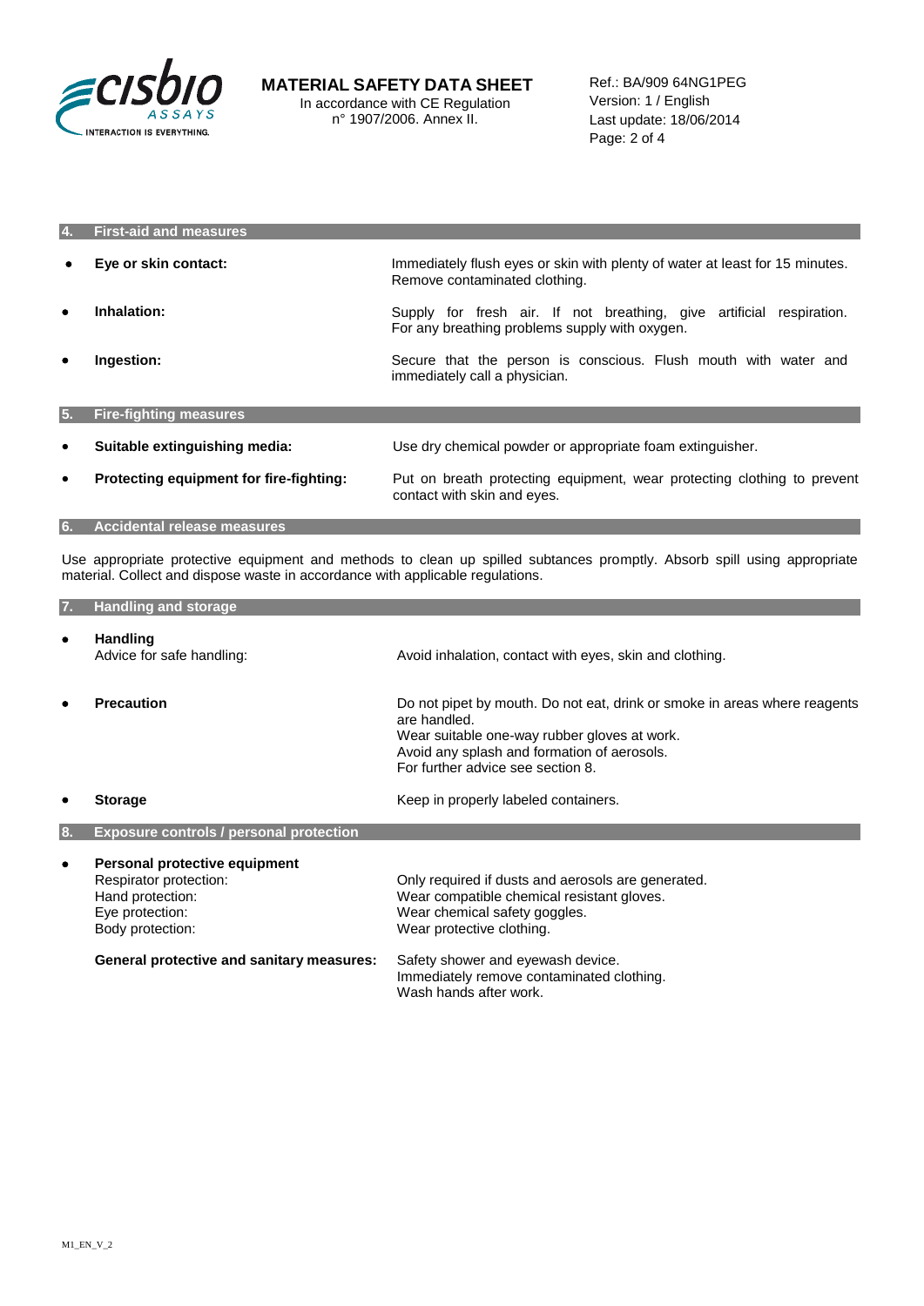## 4. First-aid and measures

- **Eye or skin contact:** Immediately flush eyes or skin with plenty of water at least for 15 minutes. Remove contaminated clothing.
- **Inhalation:** Supply for fresh air. If not breathing, give artificial respiration. For any breathing problems supply with oxygen.
- **Ingestion:** Secure that the person is conscious. Flush mouth with water and immediately call a physician.

## 5. Fire-fighting measures

- **Suitable extinguishing media:** Use dry chemical powder or appropriate foam extinguisher.
- **Protecting equipment for fire-fighting:** Put on breath protecting equipment, wear protecting clothing to prevent contact with skin and eyes.

## 6. Accidental release measures

Use appropriate protective equipment and methods to clean up spilled subtances promptly. Absorb spill using appropriate material. Collect and dispose waste in accordance with applicable regulations.

## 7. Handling and storage

- **Handling**
  Advice for safe handling: Avoid inhalation, contact with eyes, skin and clothing.
- **Precaution**
  Do not pipet by mouth. Do not eat, drink or smoke in areas where reagents are handled.
  Wear suitable one-way rubber gloves at work.
  Avoid any splash and formation of aerosols.
  For further advice see section 8.
- **Storage**
  Keep in properly labeled containers.

## 8. Exposure controls / personal protection

- **Personal protective equipment**
  - Respirator protection: Only required if dusts and aerosols are generated.
  - Hand protection: Wear compatible chemical resistant gloves.
  - Eye protection: Wear chemical safety goggles.
  - Body protection: Wear protective clothing.

  **General protective and sanitary measures:**
  Safety shower and eyewash device.
  Immediately remove contaminated clothing.
  Wash hands after work.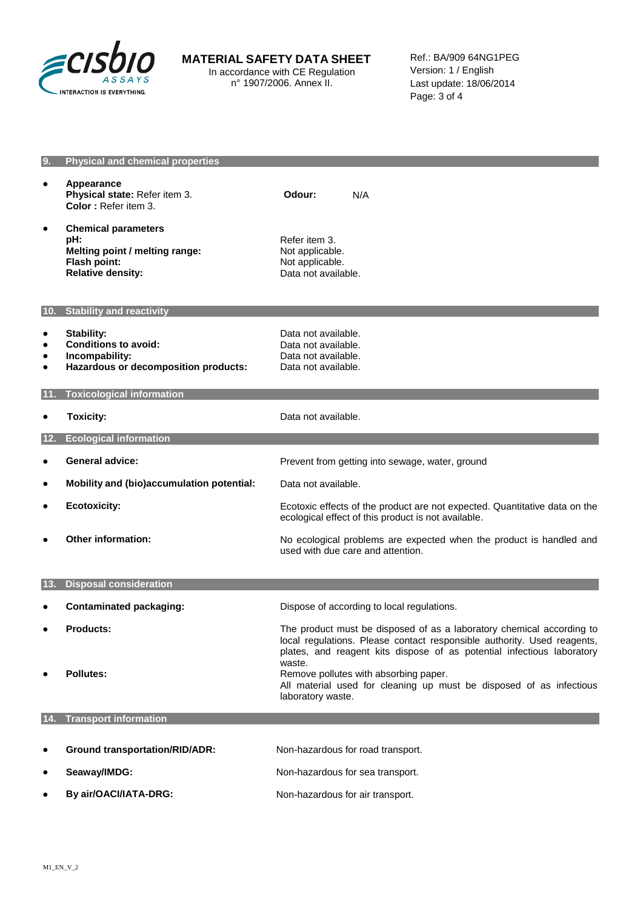## 9. Physical and chemical properties

- **Appearance**
  **Physical state:** Refer item 3.
  **Color :** Refer item 3.
  **Odour:** N/A

- **Chemical parameters**

| | |
|---|---|
| **pH:** | Refer item 3. |
| **Melting point / melting range:** | Not applicable. |
| **Flash point:** | Not applicable. |
| **Relative density:** | Data not available. |

## 10. Stability and reactivity

| | |
|---|---|
| • **Stability:** | Data not available. |
| • **Conditions to avoid:** | Data not available. |
| • **Incompability:** | Data not available. |
| • **Hazardous or decomposition products:** | Data not available. |

## 11. Toxicological information

| | |
|---|---|
| • **Toxicity:** | Data not available. |

## 12. Ecological information

| | |
|---|---|
| • **General advice:** | Prevent from getting into sewage, water, ground |
| • **Mobility and (bio)accumulation potential:** | Data not available. |
| • **Ecotoxicity:** | Ecotoxic effects of the product are not expected. Quantitative data on the ecological effect of this product is not available. |
| • **Other information:** | No ecological problems are expected when the product is handled and used with due care and attention. |

## 13. Disposal consideration

| | |
|---|---|
| • **Contaminated packaging:** | Dispose of according to local regulations. |
| • **Products:** | The product must be disposed of as a laboratory chemical according to local regulations. Please contact responsible authority. Used reagents, plates, and reagent kits dispose of as potential infectious laboratory waste. |
| • **Pollutes:** | Remove pollutes with absorbing paper. All material used for cleaning up must be disposed of as infectious laboratory waste. |

## 14. Transport information

| | |
|---|---|
| • **Ground transportation/RID/ADR:** | Non-hazardous for road transport. |
| • **Seaway/IMDG:** | Non-hazardous for sea transport. |
| • **By air/OACI/IATA-DRG:** | Non-hazardous for air transport. |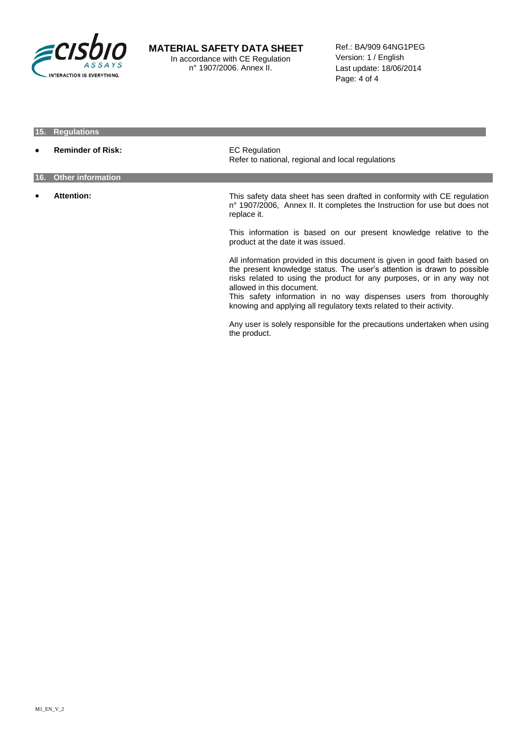## 15. Regulations

- **Reminder of Risk:** EC Regulation
  Refer to national, regional and local regulations

## 16. Other information

- **Attention:** This safety data sheet has seen drafted in conformity with CE regulation n° 1907/2006, Annex II. It completes the Instruction for use but does not replace it.

  This information is based on our present knowledge relative to the product at the date it was issued.

  All information provided in this document is given in good faith based on the present knowledge status. The user's attention is drawn to possible risks related to using the product for any purposes, or in any way not allowed in this document.
  This safety information in no way dispenses users from thoroughly knowing and applying all regulatory texts related to their activity.

  Any user is solely responsible for the precautions undertaken when using the product.